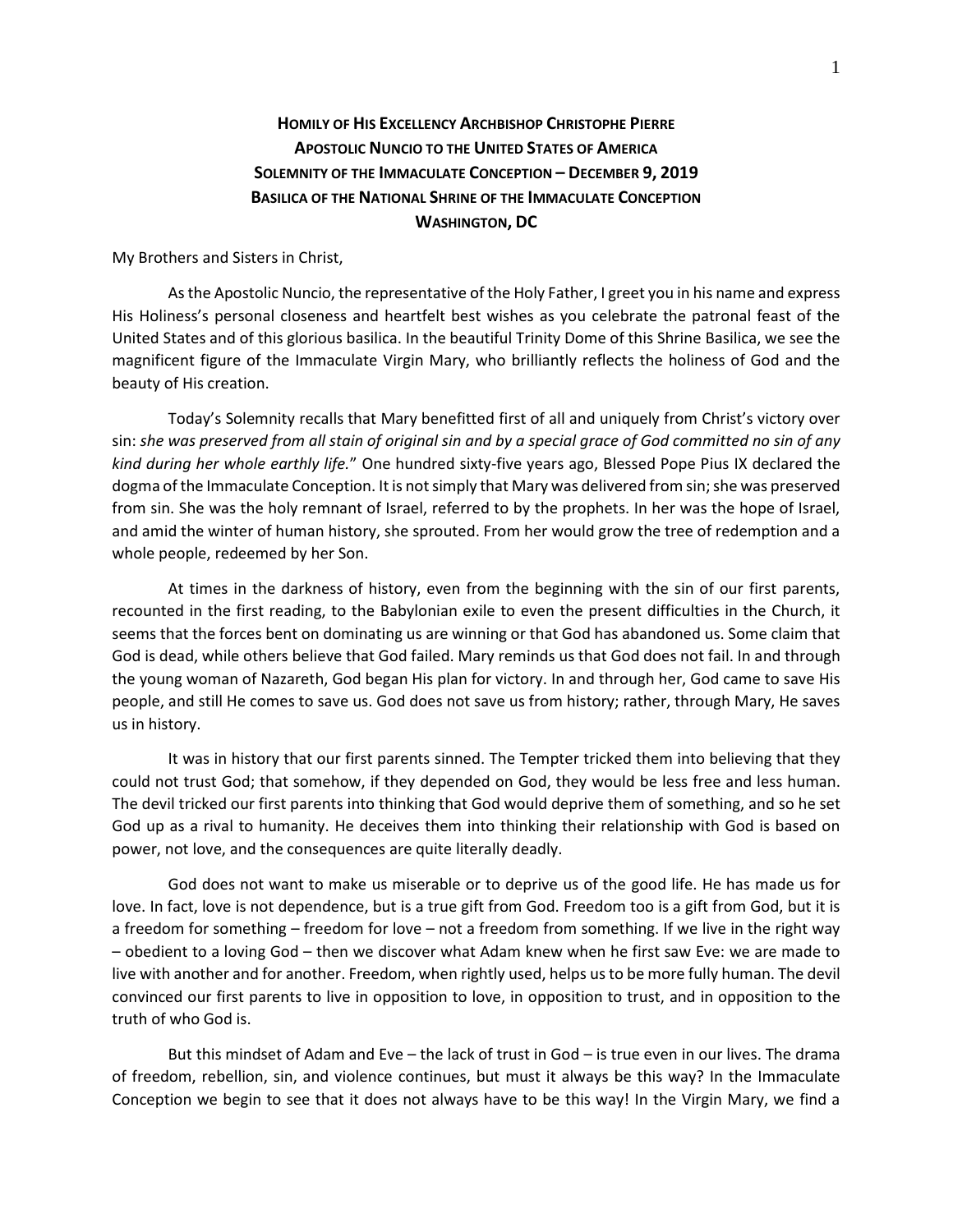**HOMILY OF HIS EXCELLENCY ARCHBISHOP CHRISTOPHE PIERRE**
**APOSTOLIC NUNCIO TO THE UNITED STATES OF AMERICA**
**SOLEMNITY OF THE IMMACULATE CONCEPTION – DECEMBER 9, 2019**
**BASILICA OF THE NATIONAL SHRINE OF THE IMMACULATE CONCEPTION**
**WASHINGTON, DC**

My Brothers and Sisters in Christ,

As the Apostolic Nuncio, the representative of the Holy Father, I greet you in his name and express His Holiness's personal closeness and heartfelt best wishes as you celebrate the patronal feast of the United States and of this glorious basilica. In the beautiful Trinity Dome of this Shrine Basilica, we see the magnificent figure of the Immaculate Virgin Mary, who brilliantly reflects the holiness of God and the beauty of His creation.

Today's Solemnity recalls that Mary benefitted first of all and uniquely from Christ's victory over sin: *she was preserved from all stain of original sin and by a special grace of God committed no sin of any kind during her whole earthly life.*" One hundred sixty-five years ago, Blessed Pope Pius IX declared the dogma of the Immaculate Conception. It is not simply that Mary was delivered from sin; she was preserved from sin. She was the holy remnant of Israel, referred to by the prophets. In her was the hope of Israel, and amid the winter of human history, she sprouted. From her would grow the tree of redemption and a whole people, redeemed by her Son.

At times in the darkness of history, even from the beginning with the sin of our first parents, recounted in the first reading, to the Babylonian exile to even the present difficulties in the Church, it seems that the forces bent on dominating us are winning or that God has abandoned us. Some claim that God is dead, while others believe that God failed. Mary reminds us that God does not fail. In and through the young woman of Nazareth, God began His plan for victory. In and through her, God came to save His people, and still He comes to save us. God does not save us from history; rather, through Mary, He saves us in history.

It was in history that our first parents sinned. The Tempter tricked them into believing that they could not trust God; that somehow, if they depended on God, they would be less free and less human. The devil tricked our first parents into thinking that God would deprive them of something, and so he set God up as a rival to humanity. He deceives them into thinking their relationship with God is based on power, not love, and the consequences are quite literally deadly.

God does not want to make us miserable or to deprive us of the good life. He has made us for love. In fact, love is not dependence, but is a true gift from God. Freedom too is a gift from God, but it is a freedom for something – freedom for love – not a freedom from something. If we live in the right way – obedient to a loving God – then we discover what Adam knew when he first saw Eve: we are made to live with another and for another. Freedom, when rightly used, helps us to be more fully human. The devil convinced our first parents to live in opposition to love, in opposition to trust, and in opposition to the truth of who God is.

But this mindset of Adam and Eve – the lack of trust in God – is true even in our lives. The drama of freedom, rebellion, sin, and violence continues, but must it always be this way? In the Immaculate Conception we begin to see that it does not always have to be this way! In the Virgin Mary, we find a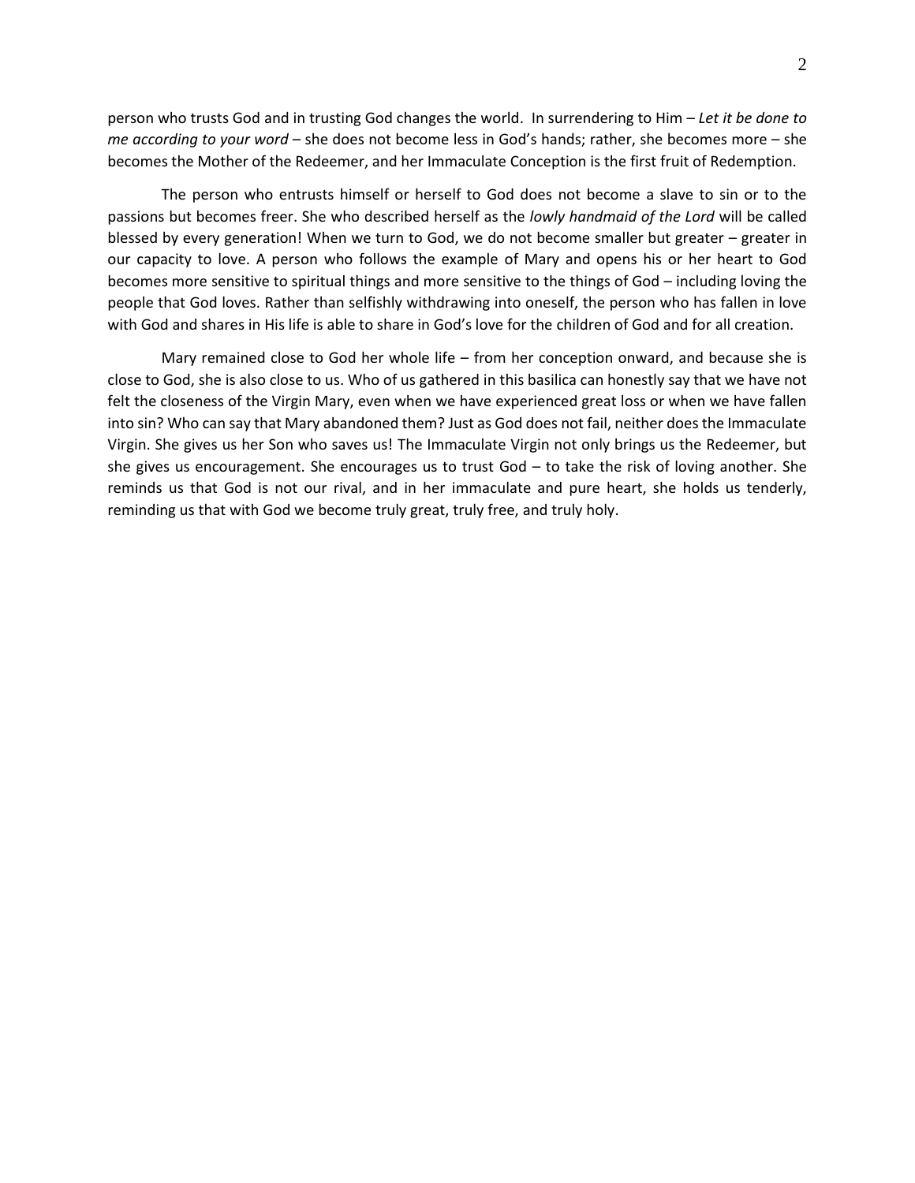person who trusts God and in trusting God changes the world. In surrendering to Him – *Let it be done to me according to your word* – she does not become less in God's hands; rather, she becomes more – she becomes the Mother of the Redeemer, and her Immaculate Conception is the first fruit of Redemption.

The person who entrusts himself or herself to God does not become a slave to sin or to the passions but becomes freer. She who described herself as the *lowly handmaid of the Lord* will be called blessed by every generation! When we turn to God, we do not become smaller but greater – greater in our capacity to love. A person who follows the example of Mary and opens his or her heart to God becomes more sensitive to spiritual things and more sensitive to the things of God – including loving the people that God loves. Rather than selfishly withdrawing into oneself, the person who has fallen in love with God and shares in His life is able to share in God's love for the children of God and for all creation.

Mary remained close to God her whole life – from her conception onward, and because she is close to God, she is also close to us. Who of us gathered in this basilica can honestly say that we have not felt the closeness of the Virgin Mary, even when we have experienced great loss or when we have fallen into sin? Who can say that Mary abandoned them? Just as God does not fail, neither does the Immaculate Virgin. She gives us her Son who saves us! The Immaculate Virgin not only brings us the Redeemer, but she gives us encouragement. She encourages us to trust God – to take the risk of loving another. She reminds us that God is not our rival, and in her immaculate and pure heart, she holds us tenderly, reminding us that with God we become truly great, truly free, and truly holy.